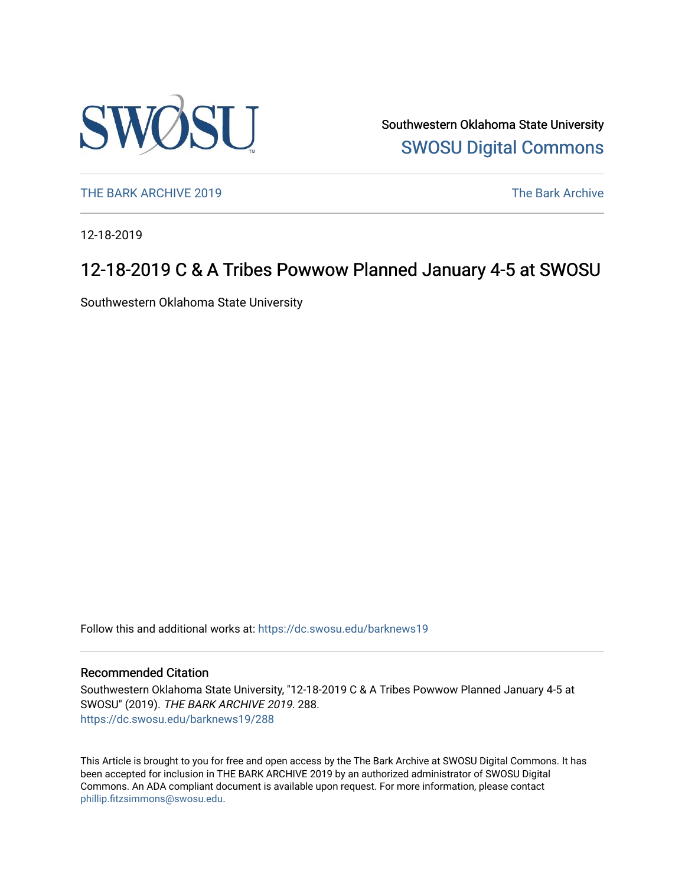Southwestern Oklahoma State University

SWOSU Digital Commons

THE BARK ARCHIVE 2019

The Bark Archive

12-18-2019

# 12-18-2019 C & A Tribes Powwow Planned January 4-5 at SWOSU

Southwestern Oklahoma State University

Follow this and additional works at: https://dc.swosu.edu/barknews19

## Recommended Citation

Southwestern Oklahoma State University, "12-18-2019 C & A Tribes Powwow Planned January 4-5 at SWOSU" (2019). *THE BARK ARCHIVE 2019*. 288.
https://dc.swosu.edu/barknews19/288

This Article is brought to you for free and open access by the The Bark Archive at SWOSU Digital Commons. It has been accepted for inclusion in THE BARK ARCHIVE 2019 by an authorized administrator of SWOSU Digital Commons. An ADA compliant document is available upon request. For more information, please contact phillip.fitzsimmons@swosu.edu.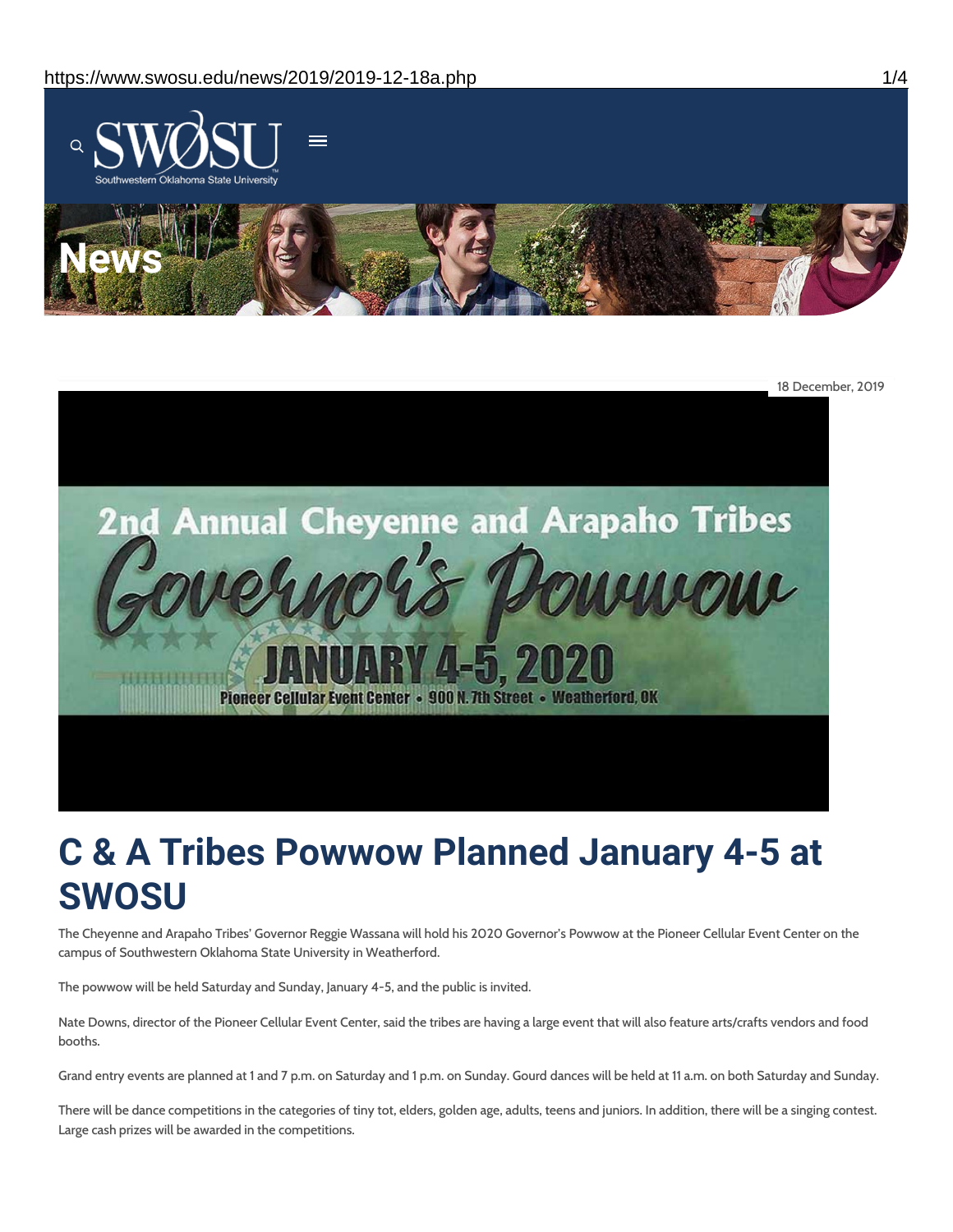18 December, 2019

# C & A Tribes Powwow Planned January 4-5 at SWOSU

The Cheyenne and Arapaho Tribes' Governor Reggie Wassana will hold his 2020 Governor's Powwow at the Pioneer Cellular Event Center on the campus of Southwestern Oklahoma State University in Weatherford.

The powwow will be held Saturday and Sunday, January 4-5, and the public is invited.

Nate Downs, director of the Pioneer Cellular Event Center, said the tribes are having a large event that will also feature arts/crafts vendors and food booths.

Grand entry events are planned at 1 and 7 p.m. on Saturday and 1 p.m. on Sunday. Gourd dances will be held at 11 a.m. on both Saturday and Sunday.

There will be dance competitions in the categories of tiny tot, elders, golden age, adults, teens and juniors. In addition, there will be a singing contest. Large cash prizes will be awarded in the competitions.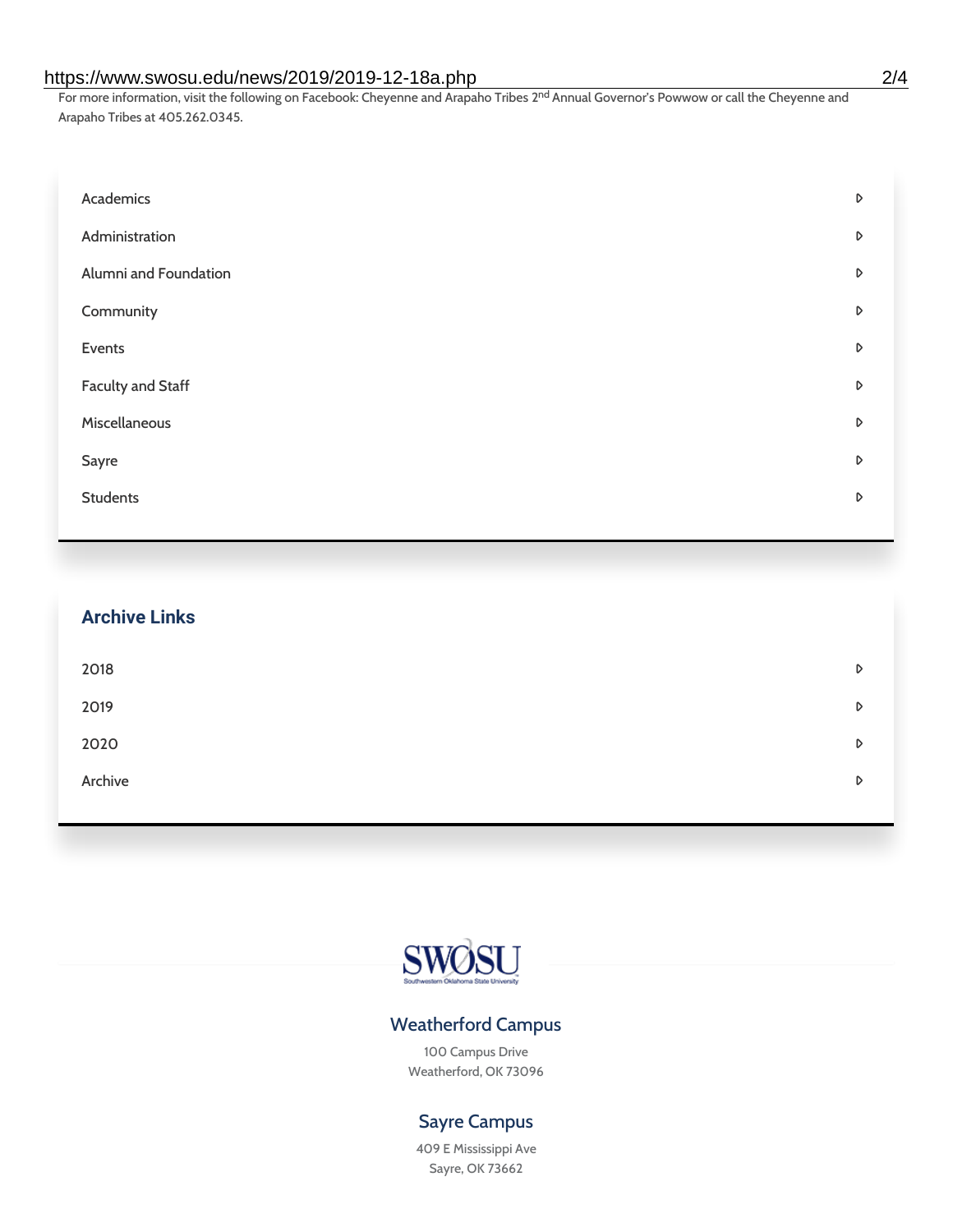For more information, visit the following on Facebook: Cheyenne and Arapaho Tribes 2nd Annual Governor's Powwow or call the Cheyenne and Arapaho Tribes at 405.262.0345.

- Academics
- Administration
- Alumni and Foundation
- Community
- Events
- Faculty and Staff
- Miscellaneous
- Sayre
- Students

## Archive Links

- 2018
- 2019
- 2020
- Archive

SWOSU

Southwestern Oklahoma State University

### Weatherford Campus

100 Campus Drive
Weatherford, OK 73096

### Sayre Campus

409 E Mississippi Ave
Sayre, OK 73662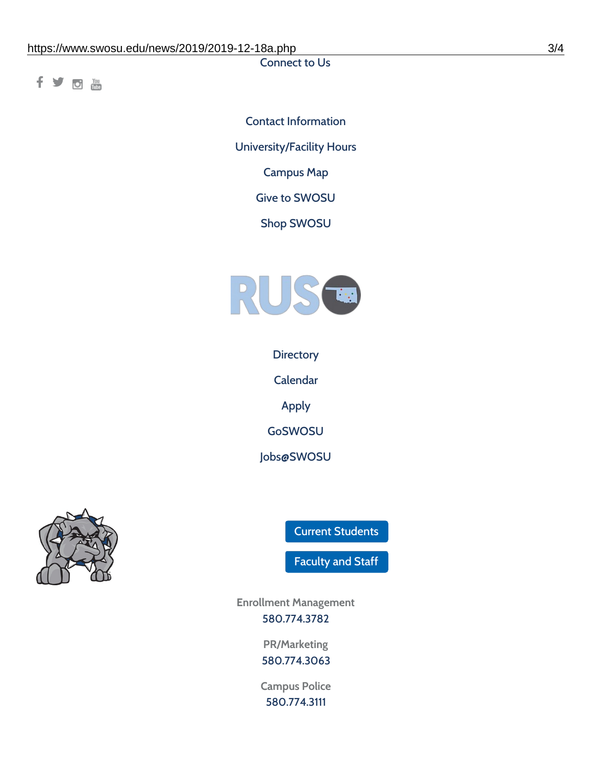Connect to Us

Contact Information

University/Facility Hours

Campus Map

Give to SWOSU

Shop SWOSU

Directory

Calendar

Apply

GoSWOSU

Jobs@SWOSU

Current Students

Faculty and Staff

Enrollment Management
580.774.3782

PR/Marketing
580.774.3063

Campus Police
580.774.3111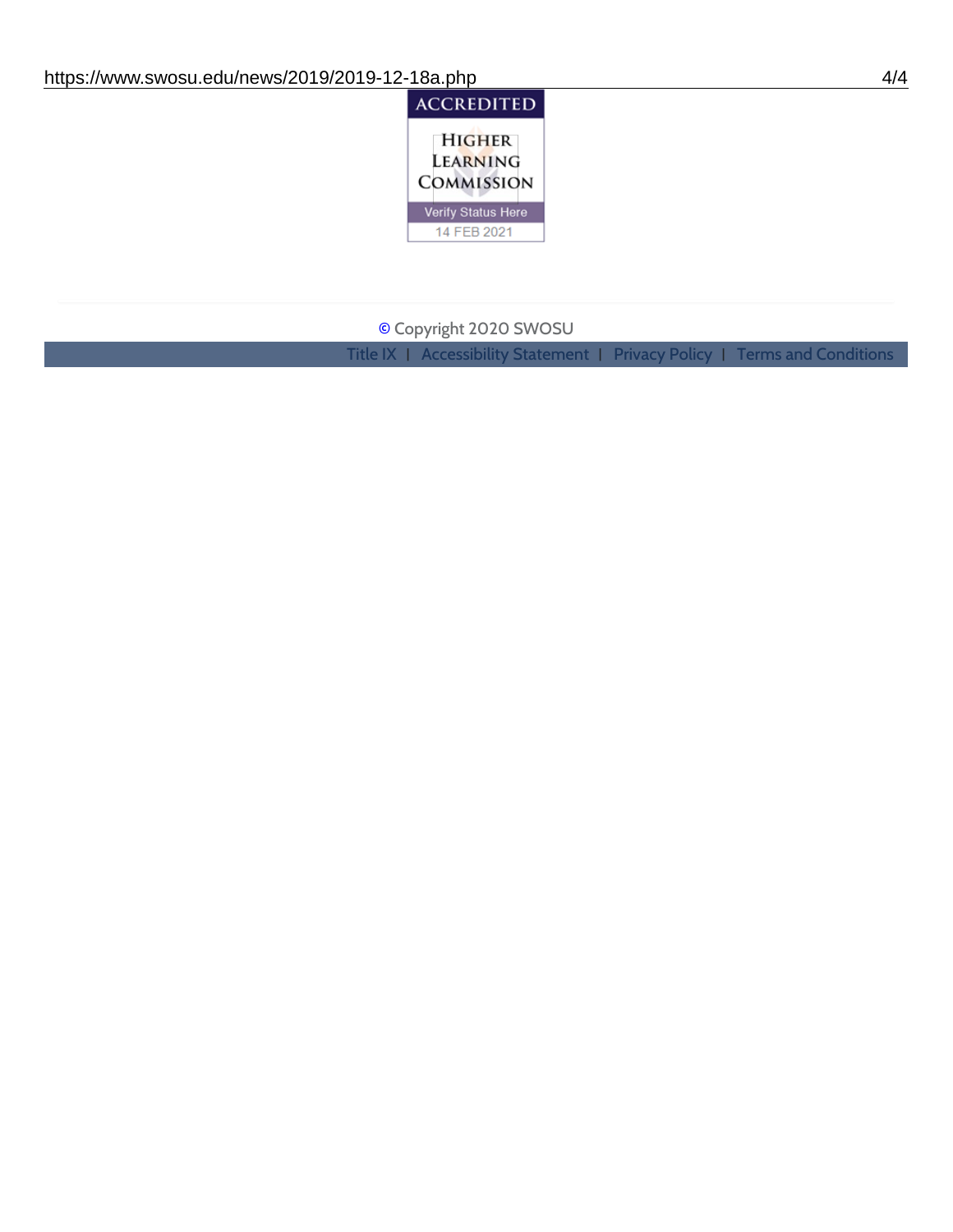ACCREDITED

HIGHER LEARNING COMMISSION

Verify Status Here

14 FEB 2021

© Copyright 2020 SWOSU

Title IX | Accessibility Statement | Privacy Policy | Terms and Conditions